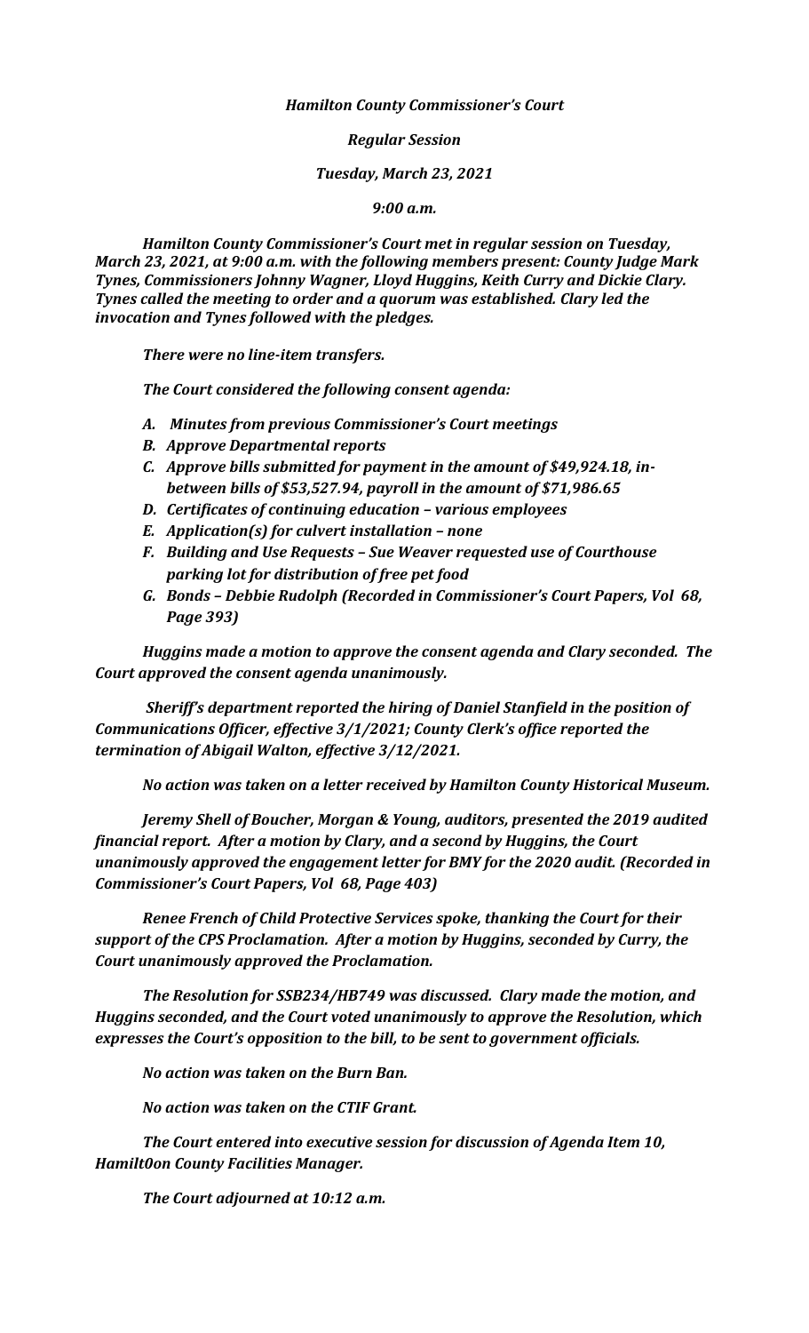***Hamilton County Commissioner's Court***

***Regular Session***

***Tuesday, March 23, 2021***

***9:00 a.m.***

***Hamilton County Commissioner's Court met in regular session on Tuesday, March 23, 2021, at 9:00 a.m. with the following members present: County Judge Mark Tynes, Commissioners Johnny Wagner, Lloyd Huggins, Keith Curry and Dickie Clary. Tynes called the meeting to order and a quorum was established. Clary led the invocation and Tynes followed with the pledges.***

***There were no line-item transfers.***

***The Court considered the following consent agenda:***

- ***A. Minutes from previous Commissioner's Court meetings***
- ***B. Approve Departmental reports***
- ***C. Approve bills submitted for payment in the amount of $49,924.18, in-between bills of $53,527.94, payroll in the amount of $71,986.65***
- ***D. Certificates of continuing education – various employees***
- ***E. Application(s) for culvert installation – none***
- ***F. Building and Use Requests – Sue Weaver requested use of Courthouse parking lot for distribution of free pet food***
- ***G. Bonds – Debbie Rudolph (Recorded in Commissioner's Court Papers, Vol 68, Page 393)***

***Huggins made a motion to approve the consent agenda and Clary seconded. The Court approved the consent agenda unanimously.***

***Sheriff's department reported the hiring of Daniel Stanfield in the position of Communications Officer, effective 3/1/2021; County Clerk's office reported the termination of Abigail Walton, effective 3/12/2021.***

***No action was taken on a letter received by Hamilton County Historical Museum.***

***Jeremy Shell of Boucher, Morgan & Young, auditors, presented the 2019 audited financial report. After a motion by Clary, and a second by Huggins, the Court unanimously approved the engagement letter for BMY for the 2020 audit. (Recorded in Commissioner's Court Papers, Vol 68, Page 403)***

***Renee French of Child Protective Services spoke, thanking the Court for their support of the CPS Proclamation. After a motion by Huggins, seconded by Curry, the Court unanimously approved the Proclamation.***

***The Resolution for SSB234/HB749 was discussed. Clary made the motion, and Huggins seconded, and the Court voted unanimously to approve the Resolution, which expresses the Court's opposition to the bill, to be sent to government officials.***

***No action was taken on the Burn Ban.***

***No action was taken on the CTIF Grant.***

***The Court entered into executive session for discussion of Agenda Item 10, Hamilt0on County Facilities Manager.***

***The Court adjourned at 10:12 a.m.***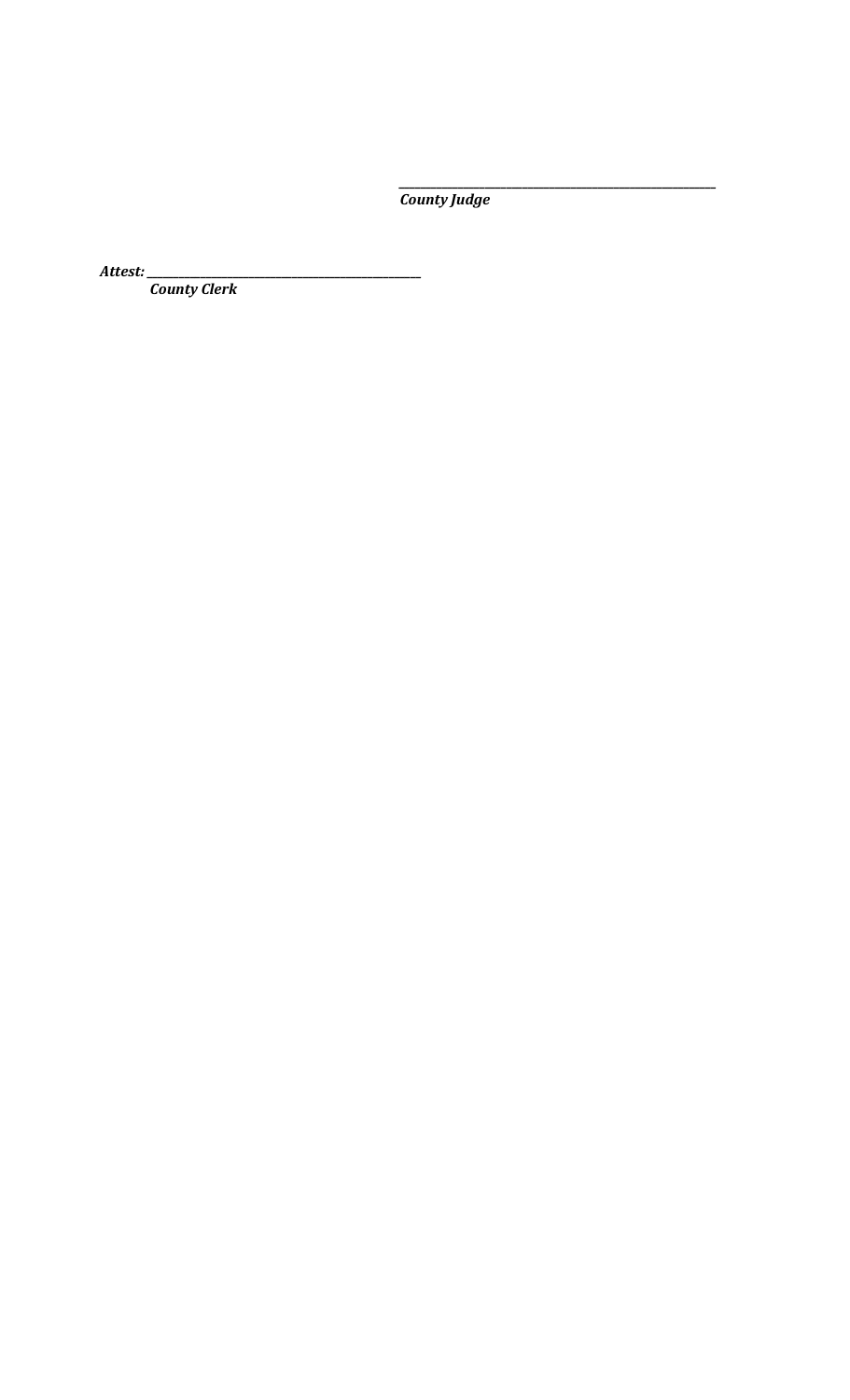\_\_\_\_\_\_\_\_\_\_\_\_\_\_\_\_\_\_\_\_\_\_\_\_\_\_\_\_\_\_\_\_\_\_\_\_\_\_\_\_\_\_\_\_\_\_\_\_\_\_\_\_\_\_\_\_

***County Judge***

***Attest:*** \_\_\_\_\_\_\_\_\_\_\_\_\_\_\_\_\_\_\_\_\_\_\_\_\_\_\_\_\_\_\_\_\_\_\_\_\_\_\_\_\_\_\_\_\_\_\_\_\_

***County Clerk***